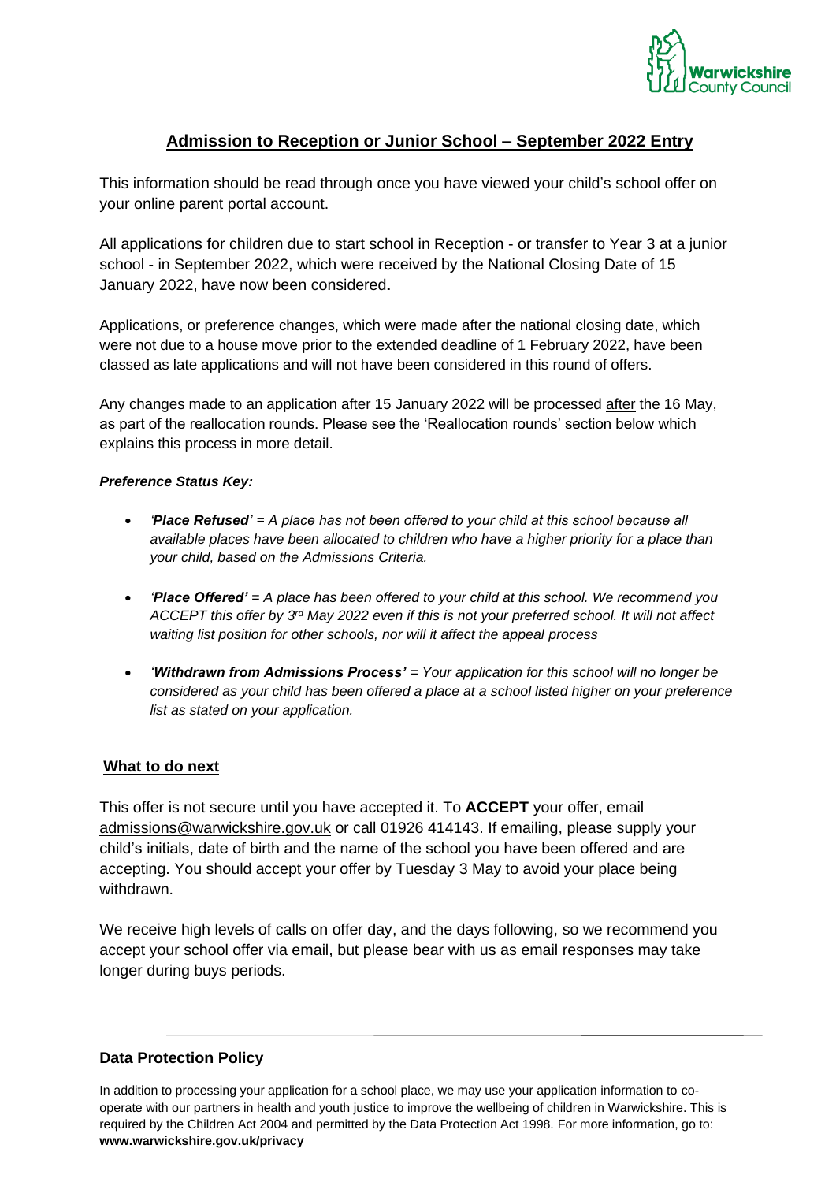# Admission to Reception or Junior School – September 2022 Entry

This information should be read through once you have viewed your child's school offer on your online parent portal account.

All applications for children due to start school in Reception - or transfer to Year 3 at a junior school - in September 2022, which were received by the National Closing Date of 15 January 2022, have now been considered**.**

Applications, or preference changes, which were made after the national closing date, which were not due to a house move prior to the extended deadline of 1 February 2022, have been classed as late applications and will not have been considered in this round of offers.

Any changes made to an application after 15 January 2022 will be processed after the 16 May, as part of the reallocation rounds. Please see the 'Reallocation rounds' section below which explains this process in more detail.

***Preference Status Key:***

- *'**Place Refused**' = A place has not been offered to your child at this school because all available places have been allocated to children who have a higher priority for a place than your child, based on the Admissions Criteria.*
- *'**Place Offered'** = A place has been offered to your child at this school. We recommend you ACCEPT this offer by 3rd May 2022 even if this is not your preferred school. It will not affect waiting list position for other schools, nor will it affect the appeal process*
- *'**Withdrawn from Admissions Process'** = Your application for this school will no longer be considered as your child has been offered a place at a school listed higher on your preference list as stated on your application.*

## What to do next

This offer is not secure until you have accepted it. To **ACCEPT** your offer, email admissions@warwickshire.gov.uk or call 01926 414143. If emailing, please supply your child's initials, date of birth and the name of the school you have been offered and are accepting. You should accept your offer by Tuesday 3 May to avoid your place being withdrawn.

We receive high levels of calls on offer day, and the days following, so we recommend you accept your school offer via email, but please bear with us as email responses may take longer during buys periods.

---

### Data Protection Policy

In addition to processing your application for a school place, we may use your application information to co-operate with our partners in health and youth justice to improve the wellbeing of children in Warwickshire. This is required by the Children Act 2004 and permitted by the Data Protection Act 1998. For more information, go to: **www.warwickshire.gov.uk/privacy**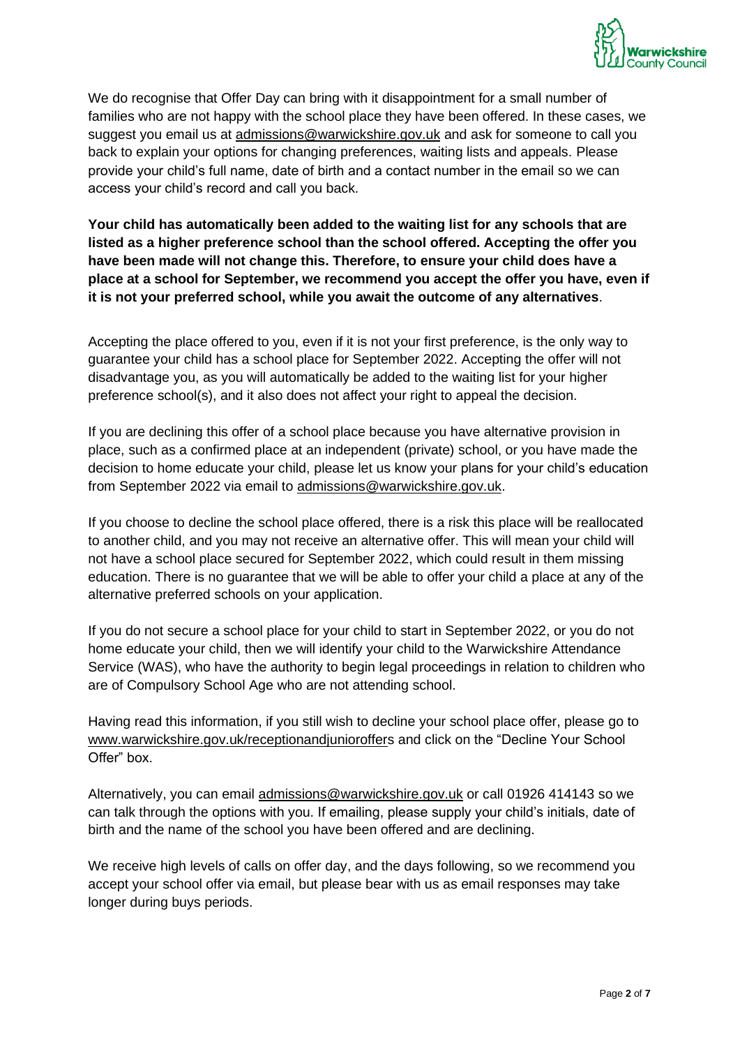We do recognise that Offer Day can bring with it disappointment for a small number of families who are not happy with the school place they have been offered. In these cases, we suggest you email us at admissions@warwickshire.gov.uk and ask for someone to call you back to explain your options for changing preferences, waiting lists and appeals. Please provide your child's full name, date of birth and a contact number in the email so we can access your child's record and call you back.

**Your child has automatically been added to the waiting list for any schools that are listed as a higher preference school than the school offered. Accepting the offer you have been made will not change this. Therefore, to ensure your child does have a place at a school for September, we recommend you accept the offer you have, even if it is not your preferred school, while you await the outcome of any alternatives**.

Accepting the place offered to you, even if it is not your first preference, is the only way to guarantee your child has a school place for September 2022. Accepting the offer will not disadvantage you, as you will automatically be added to the waiting list for your higher preference school(s), and it also does not affect your right to appeal the decision.

If you are declining this offer of a school place because you have alternative provision in place, such as a confirmed place at an independent (private) school, or you have made the decision to home educate your child, please let us know your plans for your child's education from September 2022 via email to admissions@warwickshire.gov.uk.

If you choose to decline the school place offered, there is a risk this place will be reallocated to another child, and you may not receive an alternative offer. This will mean your child will not have a school place secured for September 2022, which could result in them missing education. There is no guarantee that we will be able to offer your child a place at any of the alternative preferred schools on your application.

If you do not secure a school place for your child to start in September 2022, or you do not home educate your child, then we will identify your child to the Warwickshire Attendance Service (WAS), who have the authority to begin legal proceedings in relation to children who are of Compulsory School Age who are not attending school.

Having read this information, if you still wish to decline your school place offer, please go to www.warwickshire.gov.uk/receptionandjunioroffers and click on the "Decline Your School Offer" box.

Alternatively, you can email admissions@warwickshire.gov.uk or call 01926 414143 so we can talk through the options with you. If emailing, please supply your child's initials, date of birth and the name of the school you have been offered and are declining.

We receive high levels of calls on offer day, and the days following, so we recommend you accept your school offer via email, but please bear with us as email responses may take longer during buys periods.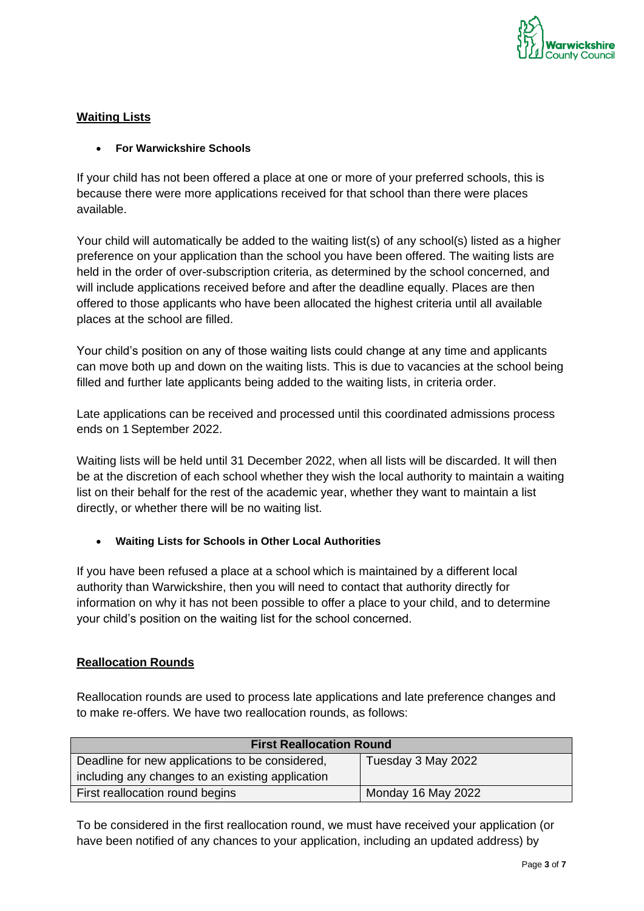## Waiting Lists

- **For Warwickshire Schools**

If your child has not been offered a place at one or more of your preferred schools, this is because there were more applications received for that school than there were places available.

Your child will automatically be added to the waiting list(s) of any school(s) listed as a higher preference on your application than the school you have been offered. The waiting lists are held in the order of over-subscription criteria, as determined by the school concerned, and will include applications received before and after the deadline equally. Places are then offered to those applicants who have been allocated the highest criteria until all available places at the school are filled.

Your child's position on any of those waiting lists could change at any time and applicants can move both up and down on the waiting lists. This is due to vacancies at the school being filled and further late applicants being added to the waiting lists, in criteria order.

Late applications can be received and processed until this coordinated admissions process ends on 1 September 2022.

Waiting lists will be held until 31 December 2022, when all lists will be discarded. It will then be at the discretion of each school whether they wish the local authority to maintain a waiting list on their behalf for the rest of the academic year, whether they want to maintain a list directly, or whether there will be no waiting list.

- **Waiting Lists for Schools in Other Local Authorities**

If you have been refused a place at a school which is maintained by a different local authority than Warwickshire, then you will need to contact that authority directly for information on why it has not been possible to offer a place to your child, and to determine your child's position on the waiting list for the school concerned.

## Reallocation Rounds

Reallocation rounds are used to process late applications and late preference changes and to make re-offers. We have two reallocation rounds, as follows:

| First Reallocation Round | |
|---|---|
| Deadline for new applications to be considered, including any changes to an existing application | Tuesday 3 May 2022 |
| First reallocation round begins | Monday 16 May 2022 |

To be considered in the first reallocation round, we must have received your application (or have been notified of any chances to your application, including an updated address) by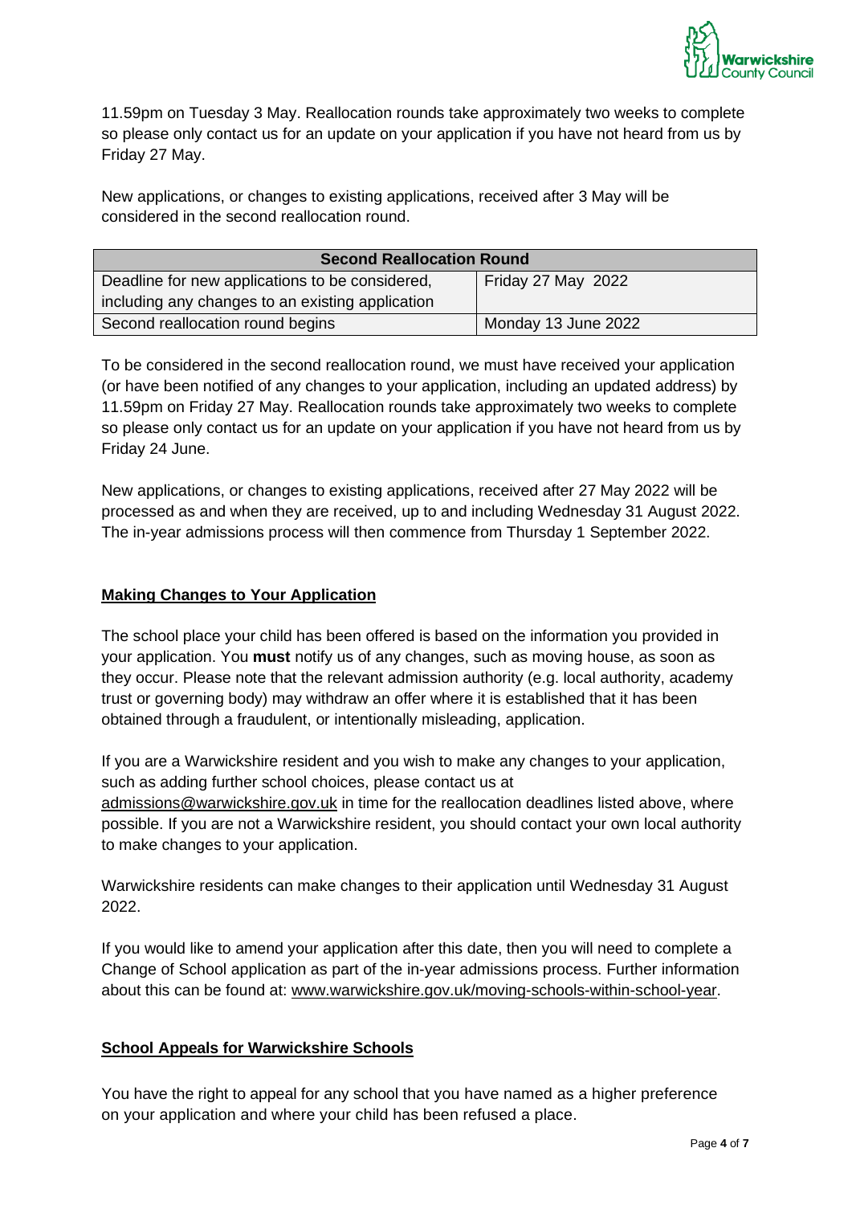11.59pm on Tuesday 3 May. Reallocation rounds take approximately two weeks to complete so please only contact us for an update on your application if you have not heard from us by Friday 27 May.

New applications, or changes to existing applications, received after 3 May will be considered in the second reallocation round.

| Second Reallocation Round | |
|---|---|
| Deadline for new applications to be considered, including any changes to an existing application | Friday 27 May 2022 |
| Second reallocation round begins | Monday 13 June 2022 |

To be considered in the second reallocation round, we must have received your application (or have been notified of any changes to your application, including an updated address) by 11.59pm on Friday 27 May. Reallocation rounds take approximately two weeks to complete so please only contact us for an update on your application if you have not heard from us by Friday 24 June.

New applications, or changes to existing applications, received after 27 May 2022 will be processed as and when they are received, up to and including Wednesday 31 August 2022. The in-year admissions process will then commence from Thursday 1 September 2022.

## Making Changes to Your Application

The school place your child has been offered is based on the information you provided in your application. You **must** notify us of any changes, such as moving house, as soon as they occur. Please note that the relevant admission authority (e.g. local authority, academy trust or governing body) may withdraw an offer where it is established that it has been obtained through a fraudulent, or intentionally misleading, application.

If you are a Warwickshire resident and you wish to make any changes to your application, such as adding further school choices, please contact us at admissions@warwickshire.gov.uk in time for the reallocation deadlines listed above, where possible. If you are not a Warwickshire resident, you should contact your own local authority to make changes to your application.

Warwickshire residents can make changes to their application until Wednesday 31 August 2022.

If you would like to amend your application after this date, then you will need to complete a Change of School application as part of the in-year admissions process. Further information about this can be found at: www.warwickshire.gov.uk/moving-schools-within-school-year.

## School Appeals for Warwickshire Schools

You have the right to appeal for any school that you have named as a higher preference on your application and where your child has been refused a place.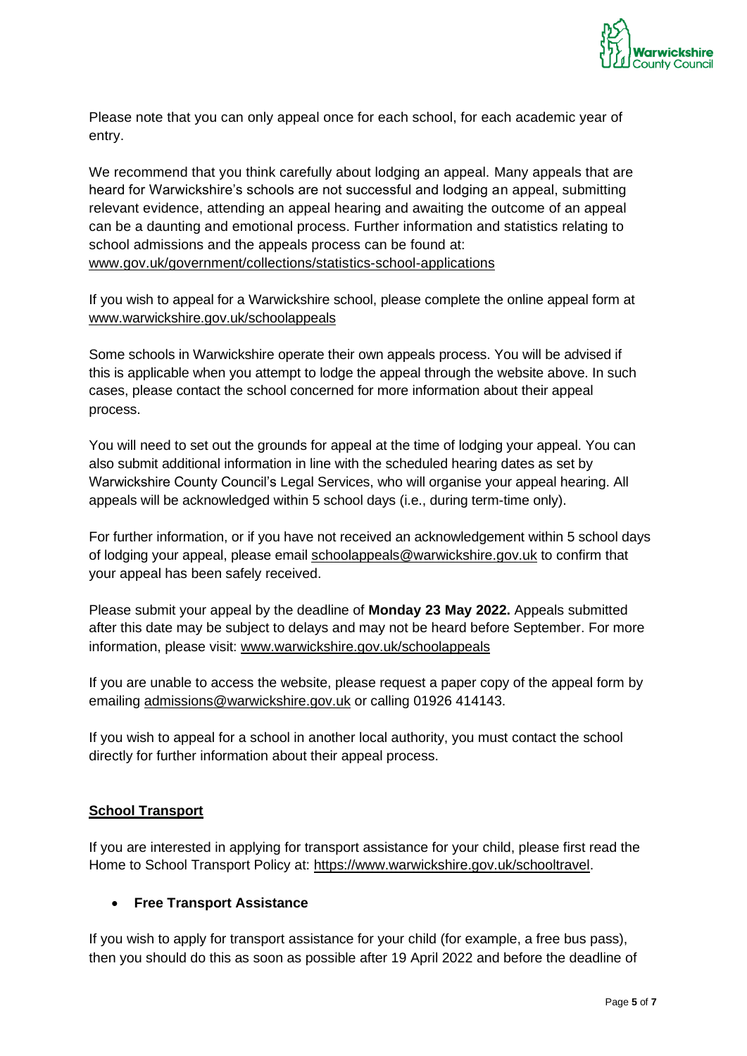Please note that you can only appeal once for each school, for each academic year of entry.

We recommend that you think carefully about lodging an appeal. Many appeals that are heard for Warwickshire's schools are not successful and lodging an appeal, submitting relevant evidence, attending an appeal hearing and awaiting the outcome of an appeal can be a daunting and emotional process. Further information and statistics relating to school admissions and the appeals process can be found at: www.gov.uk/government/collections/statistics-school-applications

If you wish to appeal for a Warwickshire school, please complete the online appeal form at www.warwickshire.gov.uk/schoolappeals

Some schools in Warwickshire operate their own appeals process. You will be advised if this is applicable when you attempt to lodge the appeal through the website above. In such cases, please contact the school concerned for more information about their appeal process.

You will need to set out the grounds for appeal at the time of lodging your appeal. You can also submit additional information in line with the scheduled hearing dates as set by Warwickshire County Council's Legal Services, who will organise your appeal hearing. All appeals will be acknowledged within 5 school days (i.e., during term-time only).

For further information, or if you have not received an acknowledgement within 5 school days of lodging your appeal, please email schoolappeals@warwickshire.gov.uk to confirm that your appeal has been safely received.

Please submit your appeal by the deadline of **Monday 23 May 2022.** Appeals submitted after this date may be subject to delays and may not be heard before September. For more information, please visit: www.warwickshire.gov.uk/schoolappeals

If you are unable to access the website, please request a paper copy of the appeal form by emailing admissions@warwickshire.gov.uk or calling 01926 414143.

If you wish to appeal for a school in another local authority, you must contact the school directly for further information about their appeal process.

## School Transport

If you are interested in applying for transport assistance for your child, please first read the Home to School Transport Policy at: https://www.warwickshire.gov.uk/schooltravel.

- **Free Transport Assistance**

If you wish to apply for transport assistance for your child (for example, a free bus pass), then you should do this as soon as possible after 19 April 2022 and before the deadline of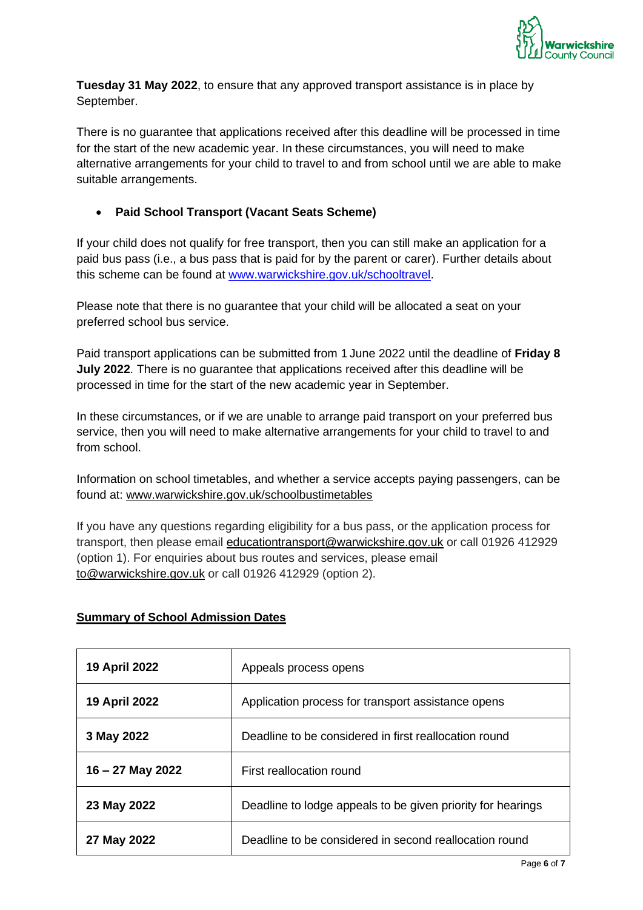**Tuesday 31 May 2022**, to ensure that any approved transport assistance is in place by September.

There is no guarantee that applications received after this deadline will be processed in time for the start of the new academic year. In these circumstances, you will need to make alternative arrangements for your child to travel to and from school until we are able to make suitable arrangements.

- **Paid School Transport (Vacant Seats Scheme)**

If your child does not qualify for free transport, then you can still make an application for a paid bus pass (i.e., a bus pass that is paid for by the parent or carer). Further details about this scheme can be found at [www.warwickshire.gov.uk/schooltravel](http://www.warwickshire.gov.uk/schooltravel).

Please note that there is no guarantee that your child will be allocated a seat on your preferred school bus service.

Paid transport applications can be submitted from 1 June 2022 until the deadline of **Friday 8 July 2022**. There is no guarantee that applications received after this deadline will be processed in time for the start of the new academic year in September.

In these circumstances, or if we are unable to arrange paid transport on your preferred bus service, then you will need to make alternative arrangements for your child to travel to and from school.

Information on school timetables, and whether a service accepts paying passengers, can be found at: [www.warwickshire.gov.uk/schoolbustimetables](http://www.warwickshire.gov.uk/schoolbustimetables)

If you have any questions regarding eligibility for a bus pass, or the application process for transport, then please email [educationtransport@warwickshire.gov.uk](mailto:educationtransport@warwickshire.gov.uk) or call 01926 412929 (option 1). For enquiries about bus routes and services, please email [to@warwickshire.gov.uk](mailto:to@warwickshire.gov.uk) or call 01926 412929 (option 2).

**Summary of School Admission Dates**

| Date | Event |
|---|---|
| **19 April 2022** | Appeals process opens |
| **19 April 2022** | Application process for transport assistance opens |
| **3 May 2022** | Deadline to be considered in first reallocation round |
| **16 – 27 May 2022** | First reallocation round |
| **23 May 2022** | Deadline to lodge appeals to be given priority for hearings |
| **27 May 2022** | Deadline to be considered in second reallocation round |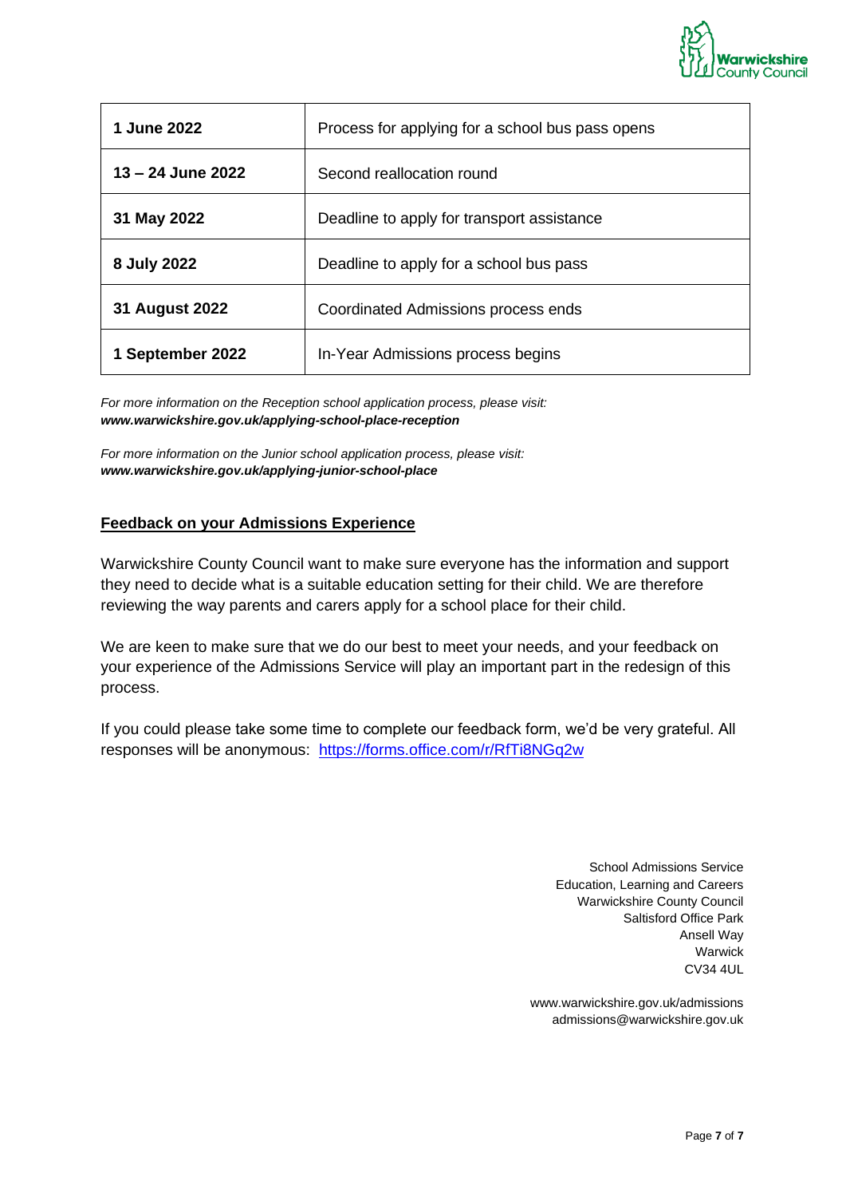| | |
|---|---|
| **1 June 2022** | Process for applying for a school bus pass opens |
| **13 – 24 June 2022** | Second reallocation round |
| **31 May 2022** | Deadline to apply for transport assistance |
| **8 July 2022** | Deadline to apply for a school bus pass |
| **31 August 2022** | Coordinated Admissions process ends |
| **1 September 2022** | In-Year Admissions process begins |

*For more information on the Reception school application process, please visit:*
***www.warwickshire.gov.uk/applying-school-place-reception***

*For more information on the Junior school application process, please visit:*
***www.warwickshire.gov.uk/applying-junior-school-place***

## Feedback on your Admissions Experience

Warwickshire County Council want to make sure everyone has the information and support they need to decide what is a suitable education setting for their child. We are therefore reviewing the way parents and carers apply for a school place for their child.

We are keen to make sure that we do our best to meet your needs, and your feedback on your experience of the Admissions Service will play an important part in the redesign of this process.

If you could please take some time to complete our feedback form, we'd be very grateful. All responses will be anonymous: https://forms.office.com/r/RfTi8NGq2w

School Admissions Service
Education, Learning and Careers
Warwickshire County Council
Saltisford Office Park
Ansell Way
Warwick
CV34 4UL

www.warwickshire.gov.uk/admissions
admissions@warwickshire.gov.uk